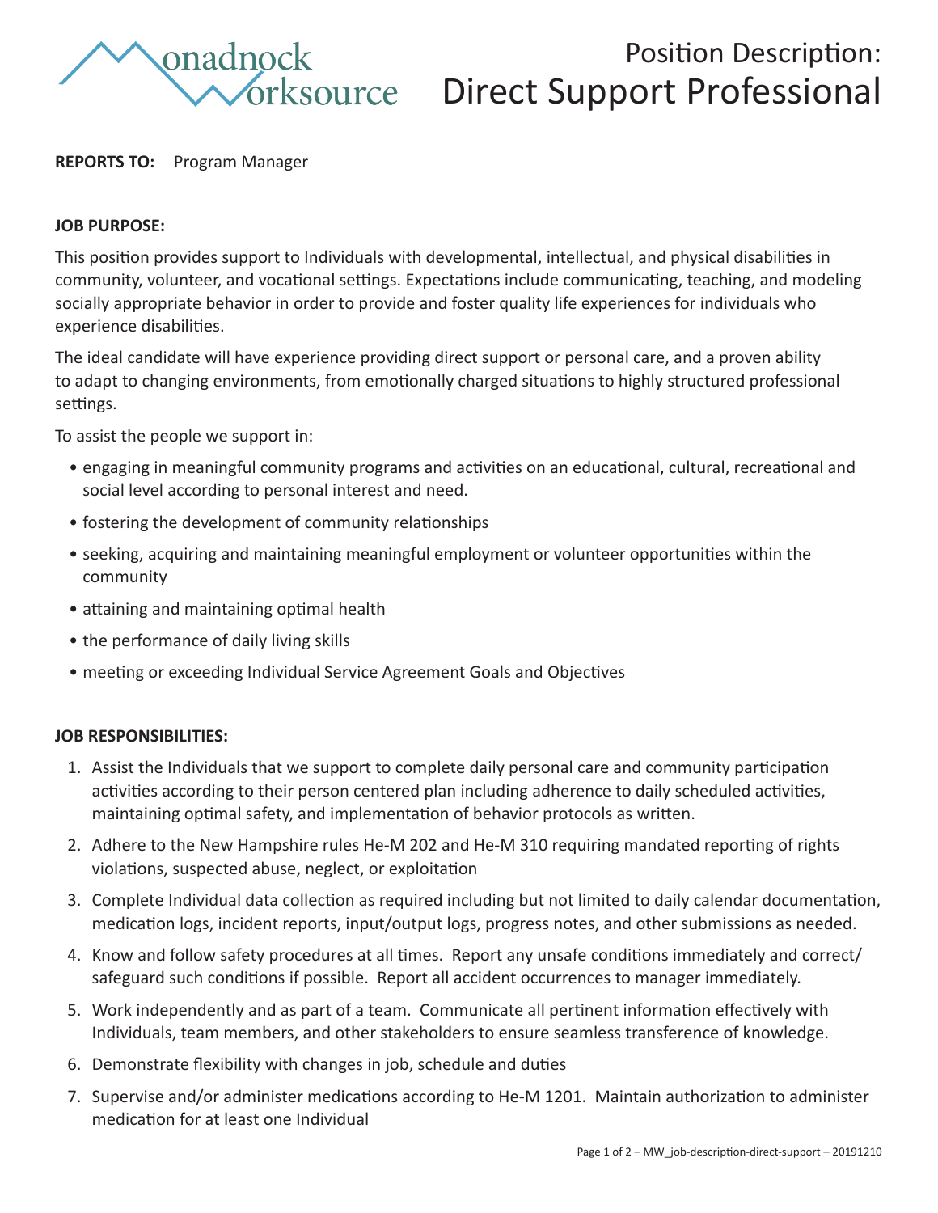Monadnock Worksource

# Position Description: Direct Support Professional

**REPORTS TO:** Program Manager

**JOB PURPOSE:**

This position provides support to Individuals with developmental, intellectual, and physical disabilities in community, volunteer, and vocational settings. Expectations include communicating, teaching, and modeling socially appropriate behavior in order to provide and foster quality life experiences for individuals who experience disabilities.

The ideal candidate will have experience providing direct support or personal care, and a proven ability to adapt to changing environments, from emotionally charged situations to highly structured professional settings.

To assist the people we support in:

- engaging in meaningful community programs and activities on an educational, cultural, recreational and social level according to personal interest and need.
- fostering the development of community relationships
- seeking, acquiring and maintaining meaningful employment or volunteer opportunities within the community
- attaining and maintaining optimal health
- the performance of daily living skills
- meeting or exceeding Individual Service Agreement Goals and Objectives

**JOB RESPONSIBILITIES:**

1. Assist the Individuals that we support to complete daily personal care and community participation activities according to their person centered plan including adherence to daily scheduled activities, maintaining optimal safety, and implementation of behavior protocols as written.
2. Adhere to the New Hampshire rules He-M 202 and He-M 310 requiring mandated reporting of rights violations, suspected abuse, neglect, or exploitation
3. Complete Individual data collection as required including but not limited to daily calendar documentation, medication logs, incident reports, input/output logs, progress notes, and other submissions as needed.
4. Know and follow safety procedures at all times. Report any unsafe conditions immediately and correct/safeguard such conditions if possible. Report all accident occurrences to manager immediately.
5. Work independently and as part of a team. Communicate all pertinent information effectively with Individuals, team members, and other stakeholders to ensure seamless transference of knowledge.
6. Demonstrate flexibility with changes in job, schedule and duties
7. Supervise and/or administer medications according to He-M 1201. Maintain authorization to administer medication for at least one Individual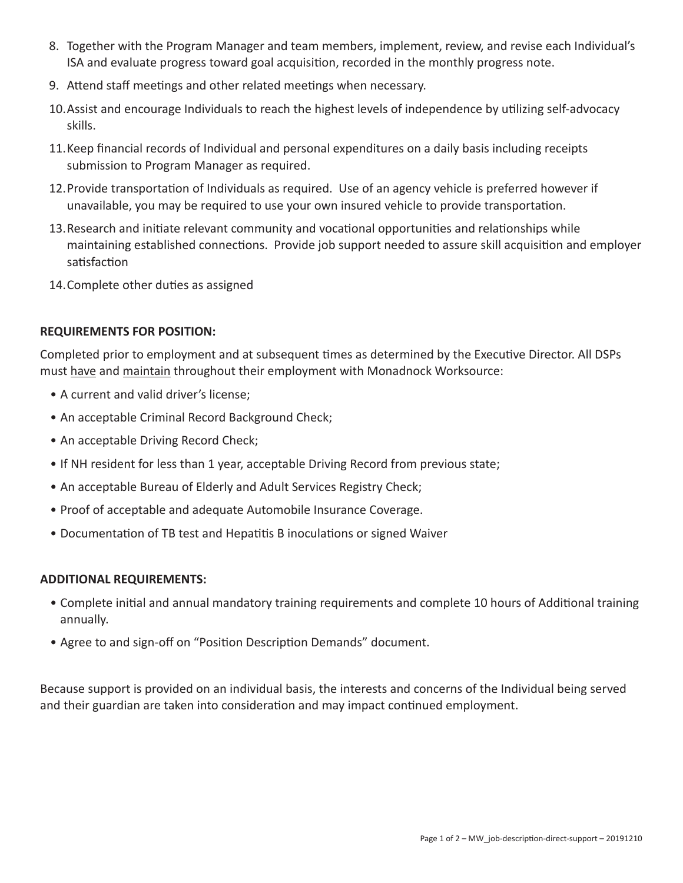8. Together with the Program Manager and team members, implement, review, and revise each Individual's ISA and evaluate progress toward goal acquisition, recorded in the monthly progress note.
9. Attend staff meetings and other related meetings when necessary.
10. Assist and encourage Individuals to reach the highest levels of independence by utilizing self-advocacy skills.
11. Keep financial records of Individual and personal expenditures on a daily basis including receipts submission to Program Manager as required.
12. Provide transportation of Individuals as required. Use of an agency vehicle is preferred however if unavailable, you may be required to use your own insured vehicle to provide transportation.
13. Research and initiate relevant community and vocational opportunities and relationships while maintaining established connections. Provide job support needed to assure skill acquisition and employer satisfaction
14. Complete other duties as assigned

**REQUIREMENTS FOR POSITION:**

Completed prior to employment and at subsequent times as determined by the Executive Director. All DSPs must have and maintain throughout their employment with Monadnock Worksource:

- A current and valid driver's license;
- An acceptable Criminal Record Background Check;
- An acceptable Driving Record Check;
- If NH resident for less than 1 year, acceptable Driving Record from previous state;
- An acceptable Bureau of Elderly and Adult Services Registry Check;
- Proof of acceptable and adequate Automobile Insurance Coverage.
- Documentation of TB test and Hepatitis B inoculations or signed Waiver

**ADDITIONAL REQUIREMENTS:**

- Complete initial and annual mandatory training requirements and complete 10 hours of Additional training annually.
- Agree to and sign-off on "Position Description Demands" document.

Because support is provided on an individual basis, the interests and concerns of the Individual being served and their guardian are taken into consideration and may impact continued employment.